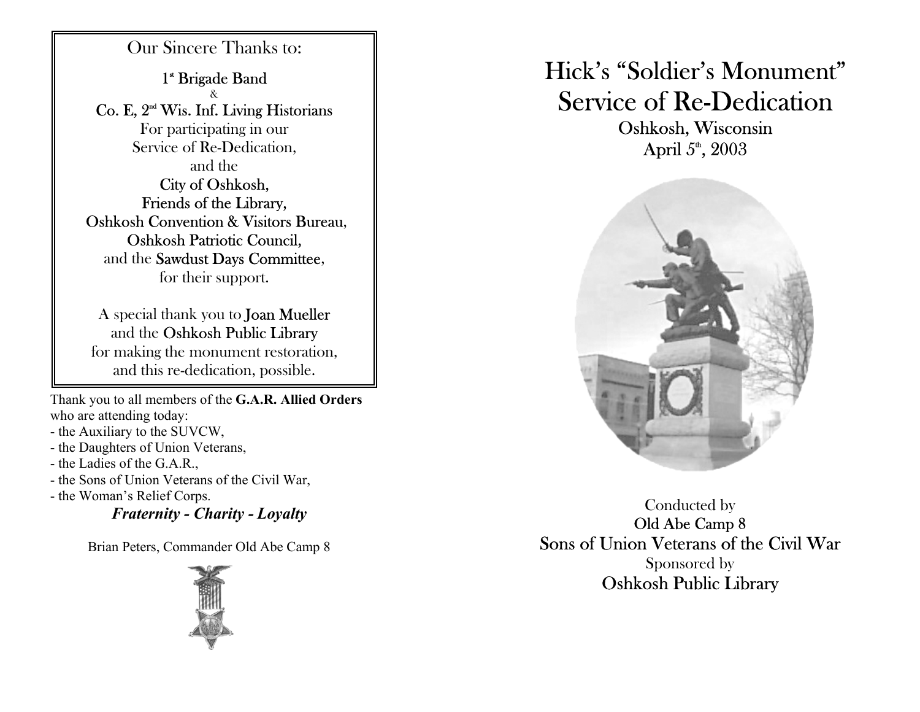Our Sincere Thanks to:

1st Brigade Band
&
Co. E, 2nd Wis. Inf. Living Historians
For participating in our
Service of Re-Dedication,
and the
City of Oshkosh,
Friends of the Library,
Oshkosh Convention & Visitors Bureau,
Oshkosh Patriotic Council,
and the Sawdust Days Committee,
for their support.

A special thank you to Joan Mueller
and the Oshkosh Public Library
for making the monument restoration,
and this re-dedication, possible.

Thank you to all members of the **G.A.R. Allied Orders** who are attending today:

- the Auxiliary to the SUVCW,
- the Daughters of Union Veterans,
- the Ladies of the G.A.R.,
- the Sons of Union Veterans of the Civil War,
- the Woman's Relief Corps.

***Fraternity - Charity - Loyalty***

Brian Peters, Commander Old Abe Camp 8

# Hick's "Soldier's Monument" Service of Re-Dedication

## Oshkosh, Wisconsin
## April 5th, 2003

Conducted by
Old Abe Camp 8
Sons of Union Veterans of the Civil War
Sponsored by
Oshkosh Public Library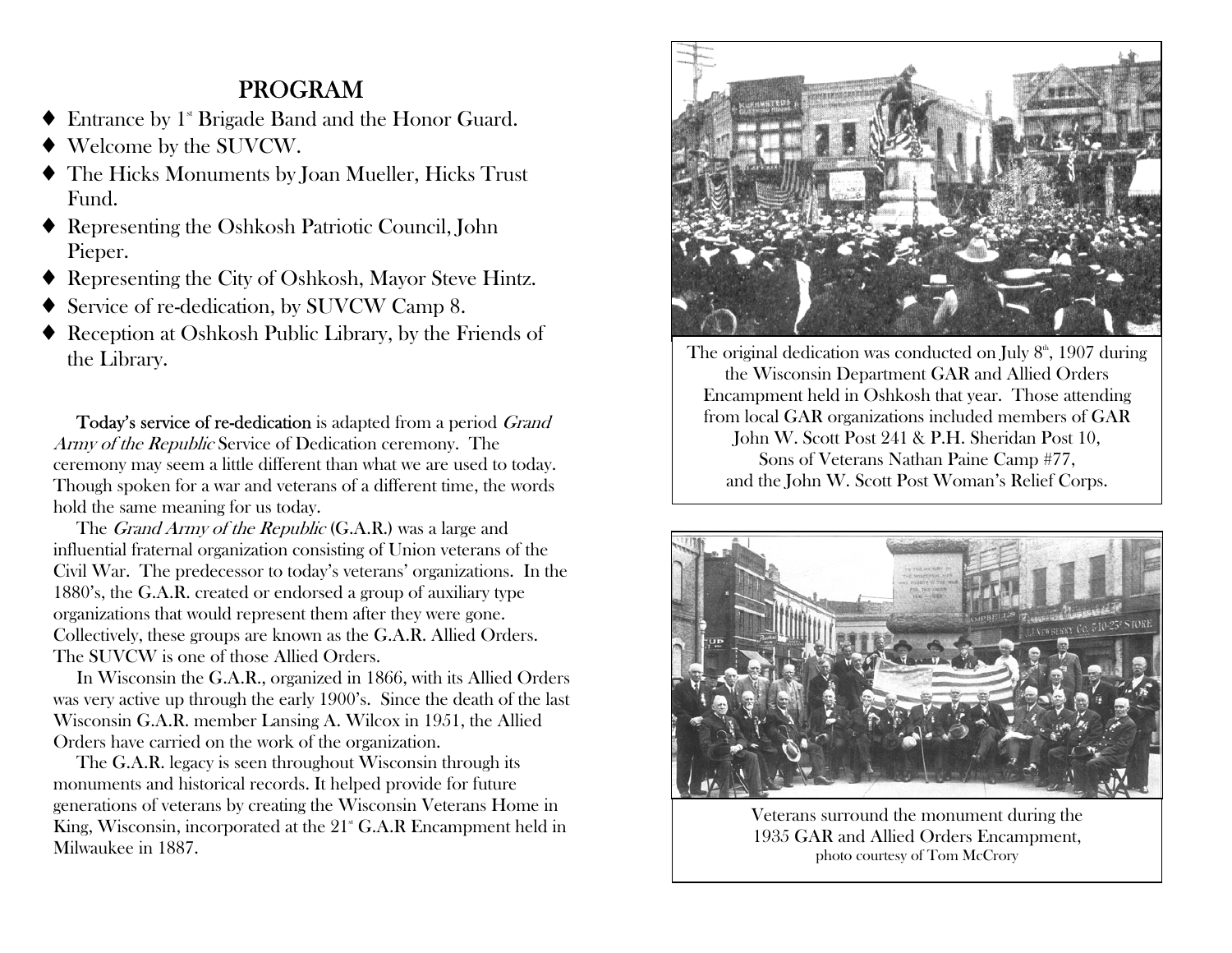## PROGRAM

- Entrance by 1st Brigade Band and the Honor Guard.
- Welcome by the SUVCW.
- The Hicks Monuments by Joan Mueller, Hicks Trust Fund.
- Representing the Oshkosh Patriotic Council, John Pieper.
- Representing the City of Oshkosh, Mayor Steve Hintz.
- Service of re-dedication, by SUVCW Camp 8.
- Reception at Oshkosh Public Library, by the Friends of the Library.

**Today's service of re-dedication** is adapted from a period *Grand Army of the Republic* Service of Dedication ceremony. The ceremony may seem a little different than what we are used to today. Though spoken for a war and veterans of a different time, the words hold the same meaning for us today.

The *Grand Army of the Republic* (G.A.R.) was a large and influential fraternal organization consisting of Union veterans of the Civil War. The predecessor to today's veterans' organizations. In the 1880's, the G.A.R. created or endorsed a group of auxiliary type organizations that would represent them after they were gone. Collectively, these groups are known as the G.A.R. Allied Orders. The SUVCW is one of those Allied Orders.

In Wisconsin the G.A.R., organized in 1866, with its Allied Orders was very active up through the early 1900's. Since the death of the last Wisconsin G.A.R. member Lansing A. Wilcox in 1951, the Allied Orders have carried on the work of the organization.

The G.A.R. legacy is seen throughout Wisconsin through its monuments and historical records. It helped provide for future generations of veterans by creating the Wisconsin Veterans Home in King, Wisconsin, incorporated at the 21st G.A.R Encampment held in Milwaukee in 1887.

The original dedication was conducted on July 8th, 1907 during the Wisconsin Department GAR and Allied Orders Encampment held in Oshkosh that year. Those attending from local GAR organizations included members of GAR John W. Scott Post 241 & P.H. Sheridan Post 10, Sons of Veterans Nathan Paine Camp #77, and the John W. Scott Post Woman's Relief Corps.

Veterans surround the monument during the 1935 GAR and Allied Orders Encampment, photo courtesy of Tom McCrory